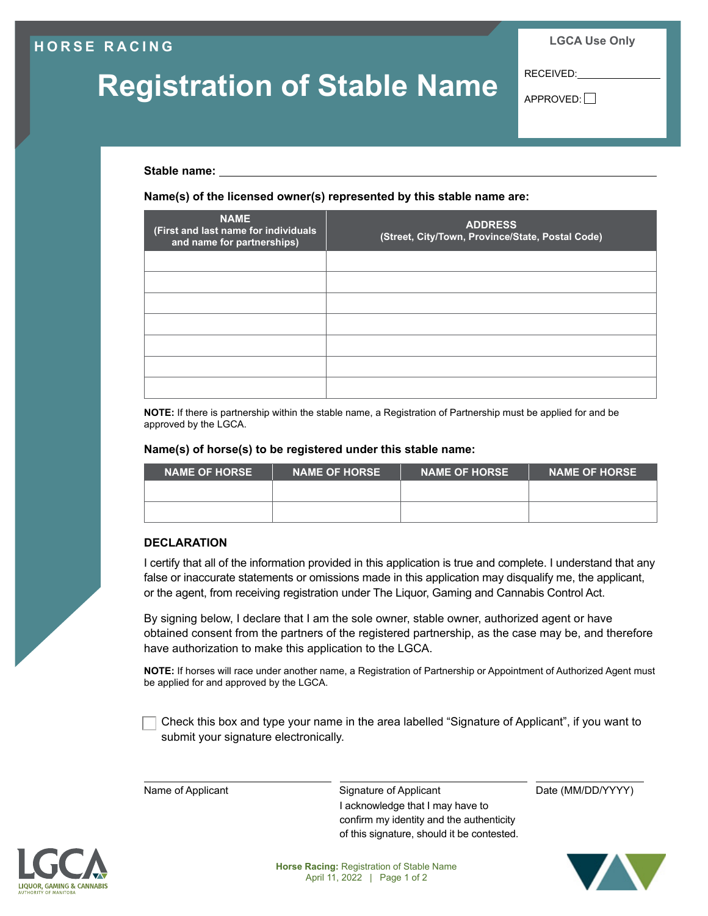HORSE RACING

# Registration of Stable Name

**LGCA Use Only**

RECEIVED: ______________

APPROVED: ☐

**Stable name:** ____________________________________________

**Name(s) of the licensed owner(s) represented by this stable name are:**

| NAME (First and last name for individuals and name for partnerships) | ADDRESS (Street, City/Town, Province/State, Postal Code) |
|---|---|
| | |
| | |
| | |
| | |
| | |
| | |
| | |

**NOTE:** If there is partnership within the stable name, a Registration of Partnership must be applied for and be approved by the LGCA.

**Name(s) of horse(s) to be registered under this stable name:**

| NAME OF HORSE | NAME OF HORSE | NAME OF HORSE | NAME OF HORSE |
|---|---|---|---|
| | | | |
| | | | |

### DECLARATION

I certify that all of the information provided in this application is true and complete. I understand that any false or inaccurate statements or omissions made in this application may disqualify me, the applicant, or the agent, from receiving registration under The Liquor, Gaming and Cannabis Control Act.

By signing below, I declare that I am the sole owner, stable owner, authorized agent or have obtained consent from the partners of the registered partnership, as the case may be, and therefore have authorization to make this application to the LGCA.

**NOTE:** If horses will race under another name, a Registration of Partnership or Appointment of Authorized Agent must be applied for and approved by the LGCA.

☐ Check this box and type your name in the area labelled "Signature of Applicant", if you want to submit your signature electronically.

| Name of Applicant | Signature of Applicant | Date (MM/DD/YYYY) |
|---|---|---|
| | I acknowledge that I may have to confirm my identity and the authenticity of this signature, should it be contested. | |

LGCA LIQUOR, GAMING & CANNABIS AUTHORITY OF MANITOBA

**Horse Racing:** Registration of Stable Name
April 11, 2022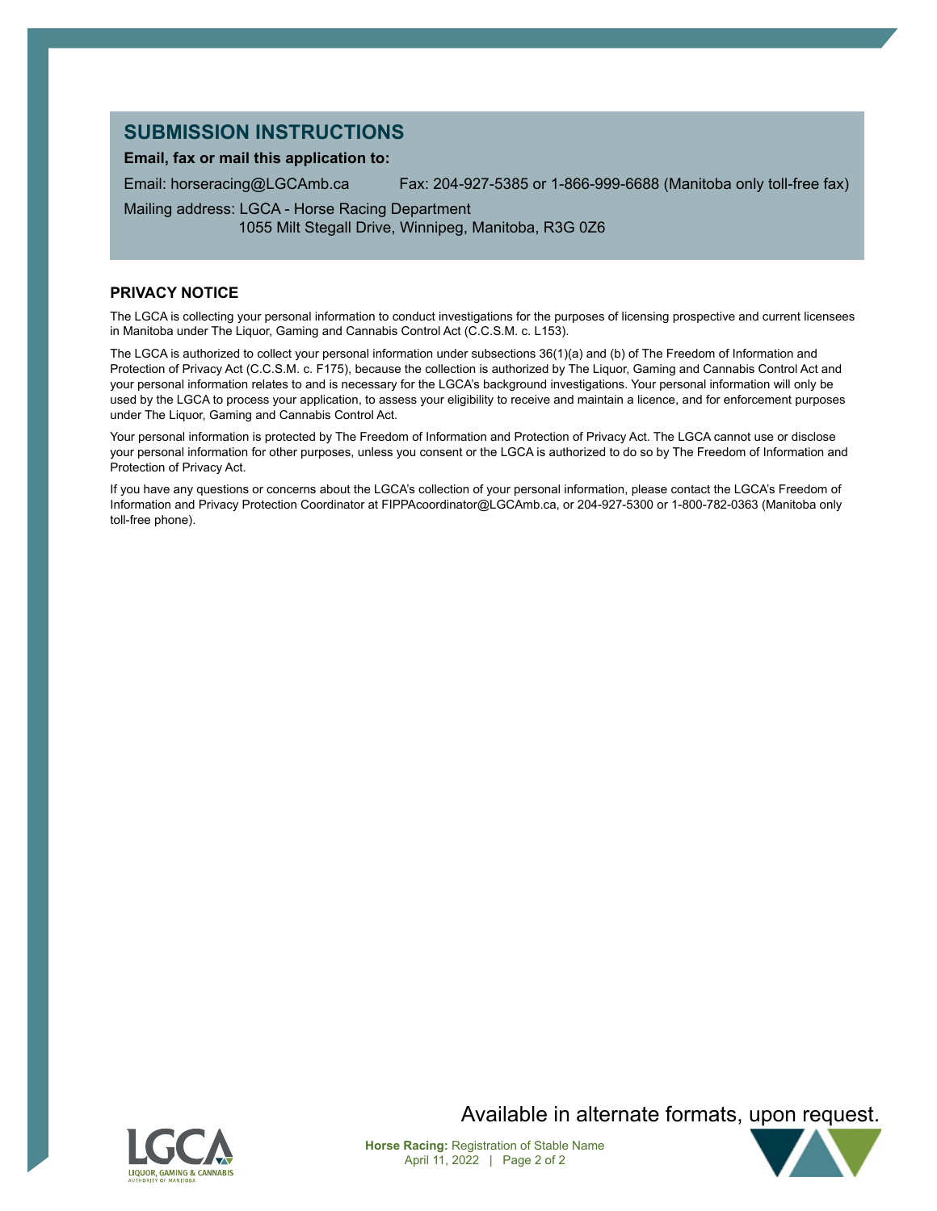## SUBMISSION INSTRUCTIONS

**Email, fax or mail this application to:**

Email: horseracing@LGCAmb.ca     Fax: 204-927-5385 or 1-866-999-6688 (Manitoba only toll-free fax)

Mailing address: LGCA - Horse Racing Department
1055 Milt Stegall Drive, Winnipeg, Manitoba, R3G 0Z6

### PRIVACY NOTICE

The LGCA is collecting your personal information to conduct investigations for the purposes of licensing prospective and current licensees in Manitoba under The Liquor, Gaming and Cannabis Control Act (C.C.S.M. c. L153).

The LGCA is authorized to collect your personal information under subsections 36(1)(a) and (b) of The Freedom of Information and Protection of Privacy Act (C.C.S.M. c. F175), because the collection is authorized by The Liquor, Gaming and Cannabis Control Act and your personal information relates to and is necessary for the LGCA's background investigations. Your personal information will only be used by the LGCA to process your application, to assess your eligibility to receive and maintain a licence, and for enforcement purposes under The Liquor, Gaming and Cannabis Control Act.

Your personal information is protected by The Freedom of Information and Protection of Privacy Act. The LGCA cannot use or disclose your personal information for other purposes, unless you consent or the LGCA is authorized to do so by The Freedom of Information and Protection of Privacy Act.

If you have any questions or concerns about the LGCA's collection of your personal information, please contact the LGCA's Freedom of Information and Privacy Protection Coordinator at FIPPAcoordinator@LGCAmb.ca, or 204-927-5300 or 1-800-782-0363 (Manitoba only toll-free phone).

Available in alternate formats, upon request.